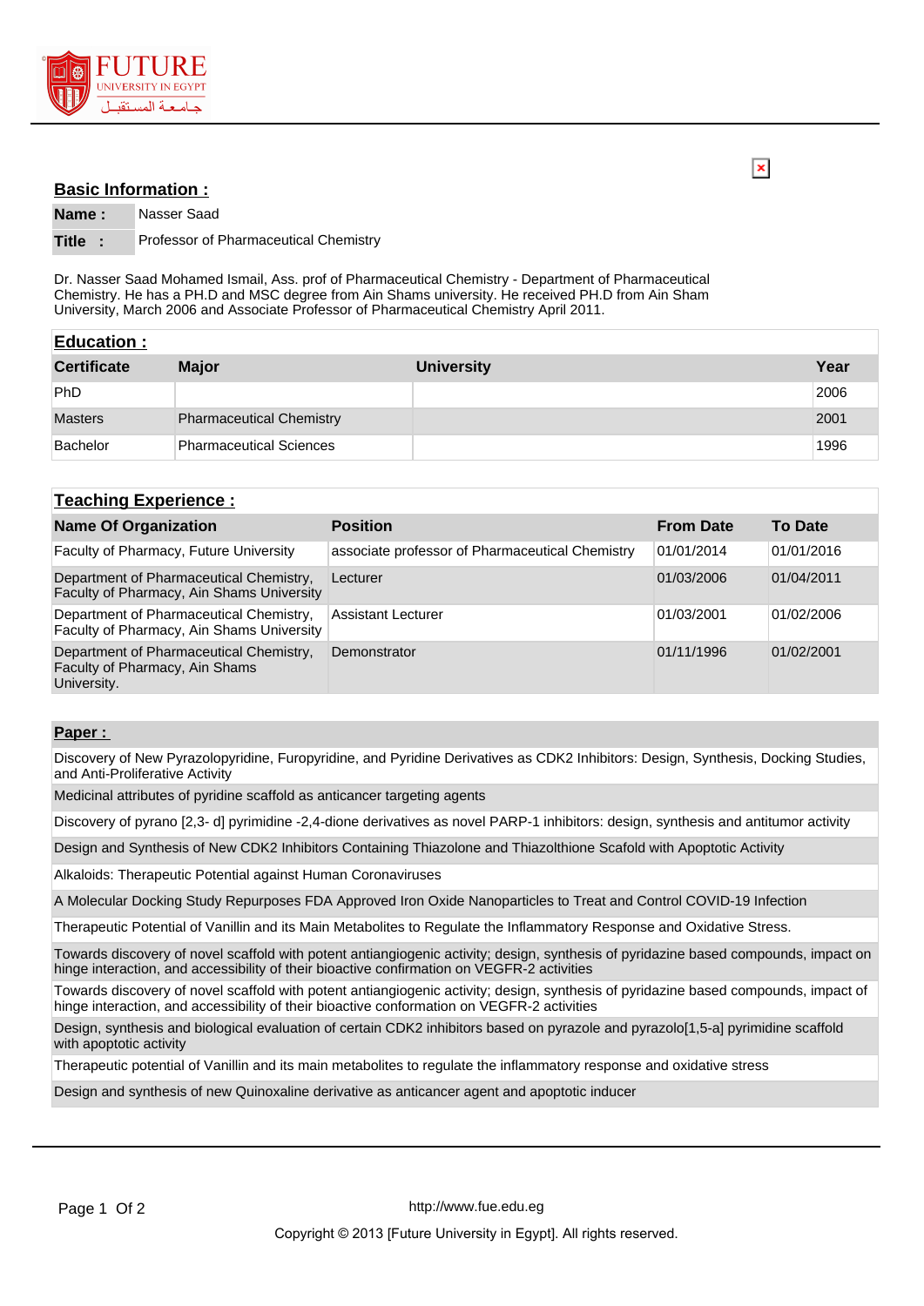## Basic Information :

| | |
|---|---|
| **Name :** | Nasser Saad |
| **Title :** | Professor of Pharmaceutical Chemistry |

Dr. Nasser Saad Mohamed Ismail, Ass. prof of Pharmaceutical Chemistry - Department of Pharmaceutical Chemistry. He has a PH.D and MSC degree from Ain Shams university. He received PH.D from Ain Sham University, March 2006 and Associate Professor of Pharmaceutical Chemistry April 2011.

## Education :

| Certificate | Major | University | Year |
|---|---|---|---|
| PhD | | | 2006 |
| Masters | Pharmaceutical Chemistry | | 2001 |
| Bachelor | Pharmaceutical Sciences | | 1996 |

## Teaching Experience :

| Name Of Organization | Position | From Date | To Date |
|---|---|---|---|
| Faculty of Pharmacy, Future University | associate professor of Pharmaceutical Chemistry | 01/01/2014 | 01/01/2016 |
| Department of Pharmaceutical Chemistry, Faculty of Pharmacy, Ain Shams University | Lecturer | 01/03/2006 | 01/04/2011 |
| Department of Pharmaceutical Chemistry, Faculty of Pharmacy, Ain Shams University | Assistant Lecturer | 01/03/2001 | 01/02/2006 |
| Department of Pharmaceutical Chemistry, Faculty of Pharmacy, Ain Shams University. | Demonstrator | 01/11/1996 | 01/02/2001 |

## Paper :

- Discovery of New Pyrazolopyridine, Furopyridine, and Pyridine Derivatives as CDK2 Inhibitors: Design, Synthesis, Docking Studies, and Anti-Proliferative Activity
- Medicinal attributes of pyridine scaffold as anticancer targeting agents
- Discovery of pyrano [2,3- d] pyrimidine -2,4-dione derivatives as novel PARP-1 inhibitors: design, synthesis and antitumor activity
- Design and Synthesis of New CDK2 Inhibitors Containing Thiazolone and Thiazolthione Scafold with Apoptotic Activity
- Alkaloids: Therapeutic Potential against Human Coronaviruses
- A Molecular Docking Study Repurposes FDA Approved Iron Oxide Nanoparticles to Treat and Control COVID-19 Infection
- Therapeutic Potential of Vanillin and its Main Metabolites to Regulate the Inflammatory Response and Oxidative Stress.
- Towards discovery of novel scaffold with potent antiangiogenic activity; design, synthesis of pyridazine based compounds, impact on hinge interaction, and accessibility of their bioactive confirmation on VEGFR-2 activities
- Towards discovery of novel scaffold with potent antiangiogenic activity; design, synthesis of pyridazine based compounds, impact of hinge interaction, and accessibility of their bioactive conformation on VEGFR-2 activities
- Design, synthesis and biological evaluation of certain CDK2 inhibitors based on pyrazole and pyrazolo[1,5-a] pyrimidine scaffold with apoptotic activity
- Therapeutic potential of Vanillin and its main metabolites to regulate the inflammatory response and oxidative stress
- Design and synthesis of new Quinoxaline derivative as anticancer agent and apoptotic inducer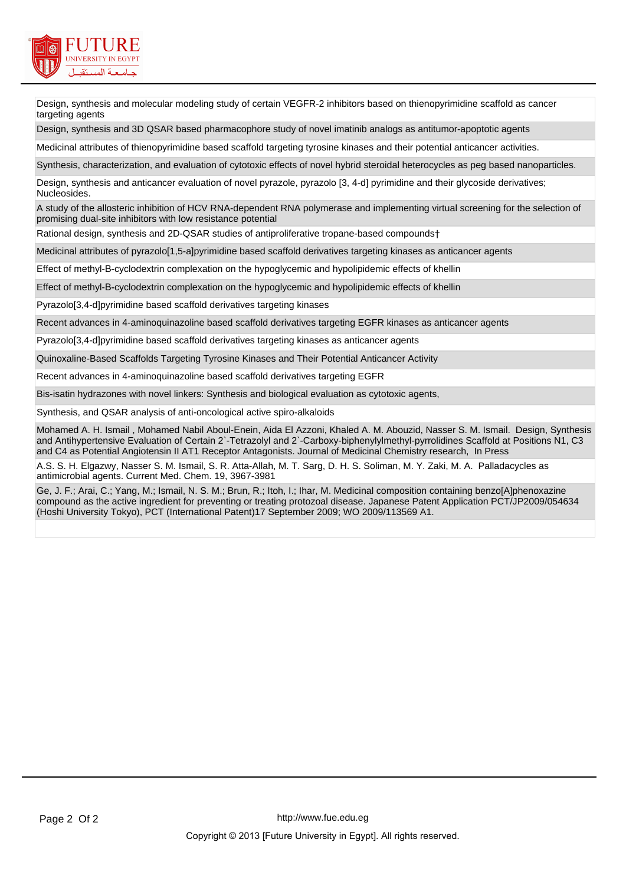| |
|---|
| Design, synthesis and molecular modeling study of certain VEGFR-2 inhibitors based on thienopyrimidine scaffold as cancer targeting agents |
| Design, synthesis and 3D QSAR based pharmacophore study of novel imatinib analogs as antitumor-apoptotic agents |
| Medicinal attributes of thienopyrimidine based scaffold targeting tyrosine kinases and their potential anticancer activities. |
| Synthesis, characterization, and evaluation of cytotoxic effects of novel hybrid steroidal heterocycles as peg based nanoparticles. |
| Design, synthesis and anticancer evaluation of novel pyrazole, pyrazolo [3, 4-d] pyrimidine and their glycoside derivatives; Nucleosides. |
| A study of the allosteric inhibition of HCV RNA-dependent RNA polymerase and implementing virtual screening for the selection of promising dual-site inhibitors with low resistance potential |
| Rational design, synthesis and 2D-QSAR studies of antiproliferative tropane-based compounds† |
| Medicinal attributes of pyrazolo[1,5-a]pyrimidine based scaffold derivatives targeting kinases as anticancer agents |
| Effect of methyl-B-cyclodextrin complexation on the hypoglycemic and hypolipidemic effects of khellin |
| Effect of methyl-B-cyclodextrin complexation on the hypoglycemic and hypolipidemic effects of khellin |
| Pyrazolo[3,4-d]pyrimidine based scaffold derivatives targeting kinases |
| Recent advances in 4-aminoquinazoline based scaffold derivatives targeting EGFR kinases as anticancer agents |
| Pyrazolo[3,4-d]pyrimidine based scaffold derivatives targeting kinases as anticancer agents |
| Quinoxaline-Based Scaffolds Targeting Tyrosine Kinases and Their Potential Anticancer Activity |
| Recent advances in 4-aminoquinazoline based scaffold derivatives targeting EGFR |
| Bis-isatin hydrazones with novel linkers: Synthesis and biological evaluation as cytotoxic agents, |
| Synthesis, and QSAR analysis of anti-oncological active spiro-alkaloids |
| Mohamed A. H. Ismail , Mohamed Nabil Aboul-Enein, Aida El Azzoni, Khaled A. M. Abouzid, Nasser S. M. Ismail. Design, Synthesis and Antihypertensive Evaluation of Certain 2`-Tetrazolyl and 2`-Carboxy-biphenylylmethyl-pyrrolidines Scaffold at Positions N1, C3 and C4 as Potential Angiotensin II AT1 Receptor Antagonists. Journal of Medicinal Chemistry research, In Press |
| A.S. S. H. Elgazwy, Nasser S. M. Ismail, S. R. Atta-Allah, M. T. Sarg, D. H. S. Soliman, M. Y. Zaki, M. A. Palladacycles as antimicrobial agents. Current Med. Chem. 19, 3967-3981 |
| Ge, J. F.; Arai, C.; Yang, M.; Ismail, N. S. M.; Brun, R.; Itoh, I.; Ihar, M. Medicinal composition containing benzo[A]phenoxazine compound as the active ingredient for preventing or treating protozoal disease. Japanese Patent Application PCT/JP2009/054634 (Hoshi University Tokyo), PCT (International Patent)17 September 2009; WO 2009/113569 A1. |
| |